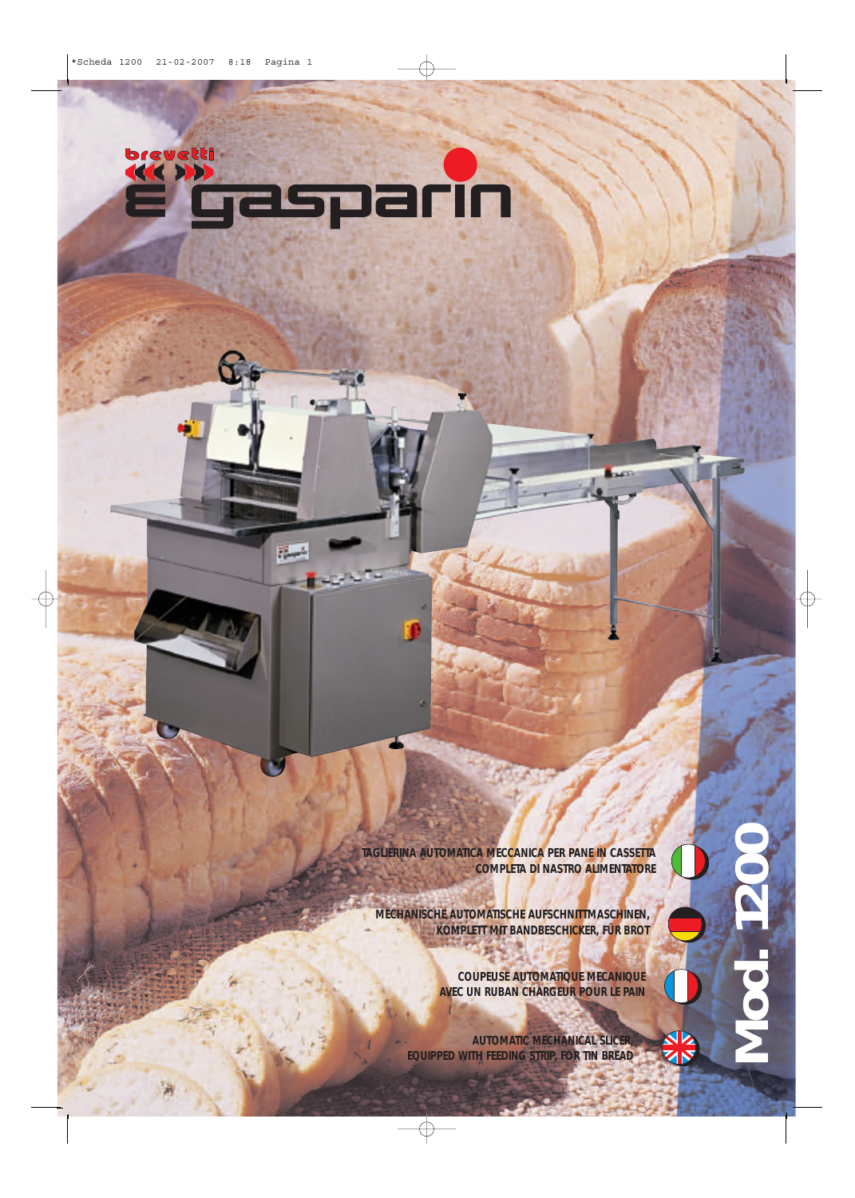brevetti

gasparin

TAGLIERINA AUTOMATICA MECCANICA PER PANE IN CASSETTA
COMPLETA DI NASTRO ALIMENTATORE

MECHANISCHE AUTOMATISCHE AUFSCHNITTMASCHINEN,
KOMPLETT MIT BANDBESCHICKER, FÜR BROT

COUPEUSE AUTOMATIQUE MECANIQUE
AVEC UN RUBAN CHARGEUR POUR LE PAIN

AUTOMATIC MECHANICAL SLICER,
EQUIPPED WITH FEEDING STRIP, FOR TIN BREAD

# Mod. 1200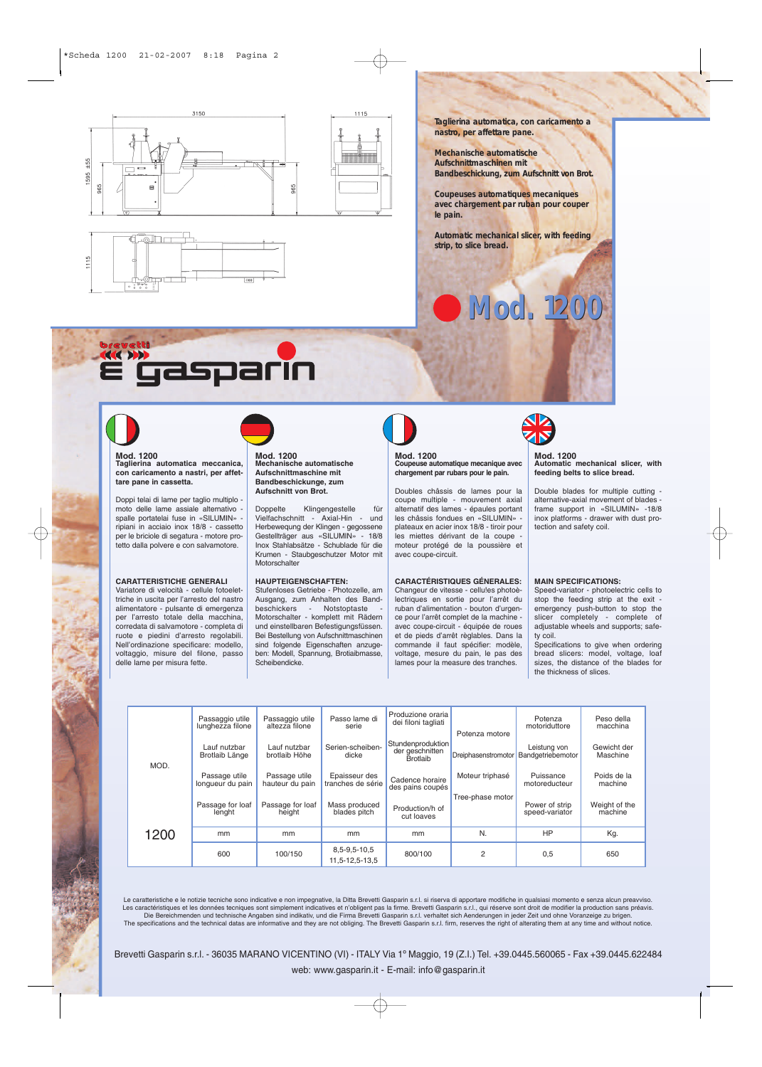Taglierina automatica, con caricamento a nastro, per affettare pane.

Mechanische automatische Aufschnittmaschinen mit Bandbeschickung, zum Aufschnitt von Brot.

Coupeuses automatiques mecaniques avec chargement par ruban pour couper le pain.

Automatic mechanical slicer, with feeding strip, to slice bread.

# Mod. 1200

brevetti gasparin

## Mod. 1200

**Taglierina automatica meccanica, con caricamento a nastri, per affettare pane in cassetta.**

Doppi telai di lame per taglio multiplo - moto delle lame assiale alternativo - spalle portatelai fuse in «SILUMIN» - ripiani in acciaio inox 18/8 - cassetto per le briciole di segatura - motore protetto dalla polvere e con salvamotore.

### CARATTERISTICHE GENERALI

Variatore di velocità - cellule fotoelettriche in uscita per l'arresto del nastro alimentatore - pulsante di emergenza per l'arresto totale della macchina, corredata di salvamotore - completa di ruote e piedini d'arresto regolabili. Nell'ordinazione specificare: modello, voltaggio, misure del filone, passo delle lame per misura fetta.

## Mod. 1200

**Mechanische automatische Aufschnittmaschine mit Bandbeschickung, zum Aufschnitt von Brot.**

Doppelte Klingengestelle für Vielfachschnitt - Axial-Hin - und Herbewegung der Klingen - gegossene Gestellträger aus «SILUMIN» - 18/8 Inox Stahlabsätze - Schublade für die Krumen - Staubgeschutzer Motor mit Motorschalter

### HAUPTEIGENSCHAFTEN:

Stufenloses Getriebe - Photozelle, am Ausgang, zum Anhalten des Bandbeschickers - Notstoptaste - Motorschalter - komplett mit Rädern und einstellbaren Befestigungsfüssen. Bei Bestellung von Aufschnittmaschinen sind folgende Eigenschaften anzugeben: Modell, Spannung, Brotiaibmasse, Scheibendicke.

## Mod. 1200

**Coupeuse automatique mecanique avec chargement par rubars pour le pain.**

Doubles châssis de lames pour la coupe multiple - mouvement axial alternatif des lames - épaules portant les châssis fondues en «SILUMIN» - plateaux en acier inox 18/8 - tiroir pour les miettes dérivant de la coupe - moteur protégé de la poussière et avec coupe-circuit.

### CARACTÉRISTIQUES GÉNERALES:

Changeur de vitesse - cellules photoèlectriques en sortie pour l'arrêt du ruban d'alimentation - bouton d'urgence pour l'arrêt complet de la machine - avec coupe-circuit - équipée de roues et de pieds d'arrêt règlables. Dans la commande il faut spécifier: modèle, voltage, mesure du pain, le pas des lames pour la measure des tranches.

## Mod. 1200

**Automatic mechanical slicer, with feeding belts to slice bread.**

Double blades for multiple cutting - alternative-axial movement of blades - frame support in «SILUMIN» -18/8 inox platforms - drawer with dust protection and safety coil.

### MAIN SPECIFICATIONS:

Speed-variator - photoelectric cells to stop the feeding strip at the exit - emergency push-button to stop the slicer completely - complete of adjustable wheels and supports; safety coil.
Specifications to give when ordering bread slicers: model, voltage, loaf sizes, the distance of the blades for the thickness of slices.

| MOD. | Passaggio utile lunghezza filone / Lauf nutzbar Brotlaib Länge / Passage utile longueur du pain / Passage for loaf lenght | Passaggio utile altezza filone / Lauf nutzbar brotlaib Höhe / Passage utile hauteur du pain / Passage for loaf height | Passo lame di serie / Serien-scheiben-dicke / Epaisseur des tranches de série / Mass produced blades pitch | Produzione oraria dei filoni tagliati / Stundenproduktion der geschnitten Brotlaib / Cadence horaire des pains coupés / Production/h of cut loaves | Potenza motore / Dreiphasenstromotor / Moteur triphasé / Tree-phase motor | Potenza motoriduttore / Leistung von Bandgetriebemotor / Puissance motoreducteur / Power of strip speed-variator | Peso della macchina / Gewicht der Maschine / Poids de la machine / Weight of the machine |
|---|---|---|---|---|---|---|---|
| 1200 | mm | mm | mm | mm | N. | HP | Kg. |
| | 600 | 100/150 | 8,5-9,5-10,5 11,5-12,5-13,5 | 800/100 | 2 | 0,5 | 650 |

Le caratteristiche e le notizie tecniche sono indicative e non impegnative, la Ditta Brevetti Gasparin s.r.l. si riserva di apportare modifiche in qualsiasi momento e senza alcun preavviso.
Les caractéristiques et les données tecniques sont simplement indicatives et n'obligent pas la firme. Brevetti Gasparin s.r.l., qui réserve sont droit de modifier la production sans préavis.
Die Bereichmenden und technische Angaben sind indikativ, und die Firma Brevetti Gasparin s.r.l. verhaltet sich Aenderungen in jeder Zeit und ohne Voranzeige zu brigen.
The specifications and the technical datas are informative and they are not obliging. The Brevetti Gasparin s.r.l. firm, reserves the right of altering them at any time and without notice.

Brevetti Gasparin s.r.l. - 36035 MARANO VICENTINO (VI) - ITALY Via 1° Maggio, 19 (Z.I.) Tel. +39.0445.560065 - Fax +39.0445.622484
web: www.gasparin.it - E-mail: info@gasparin.it